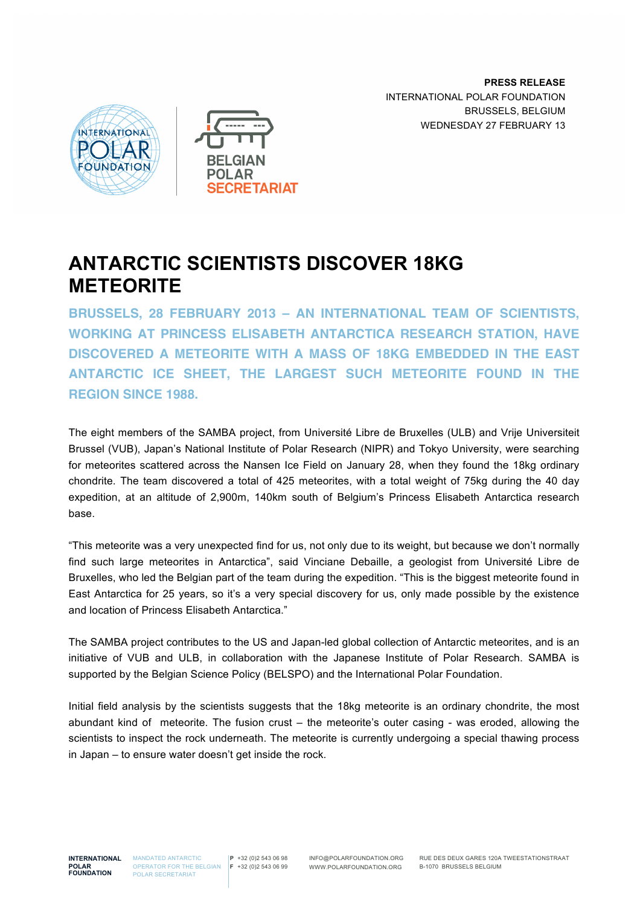**PRESS RELEASE**
INTERNATIONAL POLAR FOUNDATION
BRUSSELS, BELGIUM
WEDNESDAY 27 FEBRUARY 13

# ANTARCTIC SCIENTISTS DISCOVER 18KG METEORITE

**BRUSSELS, 28 FEBRUARY 2013 – AN INTERNATIONAL TEAM OF SCIENTISTS, WORKING AT PRINCESS ELISABETH ANTARCTICA RESEARCH STATION, HAVE DISCOVERED A METEORITE WITH A MASS OF 18KG EMBEDDED IN THE EAST ANTARCTIC ICE SHEET, THE LARGEST SUCH METEORITE FOUND IN THE REGION SINCE 1988.**

The eight members of the SAMBA project, from Université Libre de Bruxelles (ULB) and Vrije Universiteit Brussel (VUB), Japan's National Institute of Polar Research (NIPR) and Tokyo University, were searching for meteorites scattered across the Nansen Ice Field on January 28, when they found the 18kg ordinary chondrite. The team discovered a total of 425 meteorites, with a total weight of 75kg during the 40 day expedition, at an altitude of 2,900m, 140km south of Belgium's Princess Elisabeth Antarctica research base.

"This meteorite was a very unexpected find for us, not only due to its weight, but because we don't normally find such large meteorites in Antarctica", said Vinciane Debaille, a geologist from Université Libre de Bruxelles, who led the Belgian part of the team during the expedition. "This is the biggest meteorite found in East Antarctica for 25 years, so it's a very special discovery for us, only made possible by the existence and location of Princess Elisabeth Antarctica."

The SAMBA project contributes to the US and Japan-led global collection of Antarctic meteorites, and is an initiative of VUB and ULB, in collaboration with the Japanese Institute of Polar Research. SAMBA is supported by the Belgian Science Policy (BELSPO) and the International Polar Foundation.

Initial field analysis by the scientists suggests that the 18kg meteorite is an ordinary chondrite, the most abundant kind of meteorite. The fusion crust – the meteorite's outer casing - was eroded, allowing the scientists to inspect the rock underneath. The meteorite is currently undergoing a special thawing process in Japan – to ensure water doesn't get inside the rock.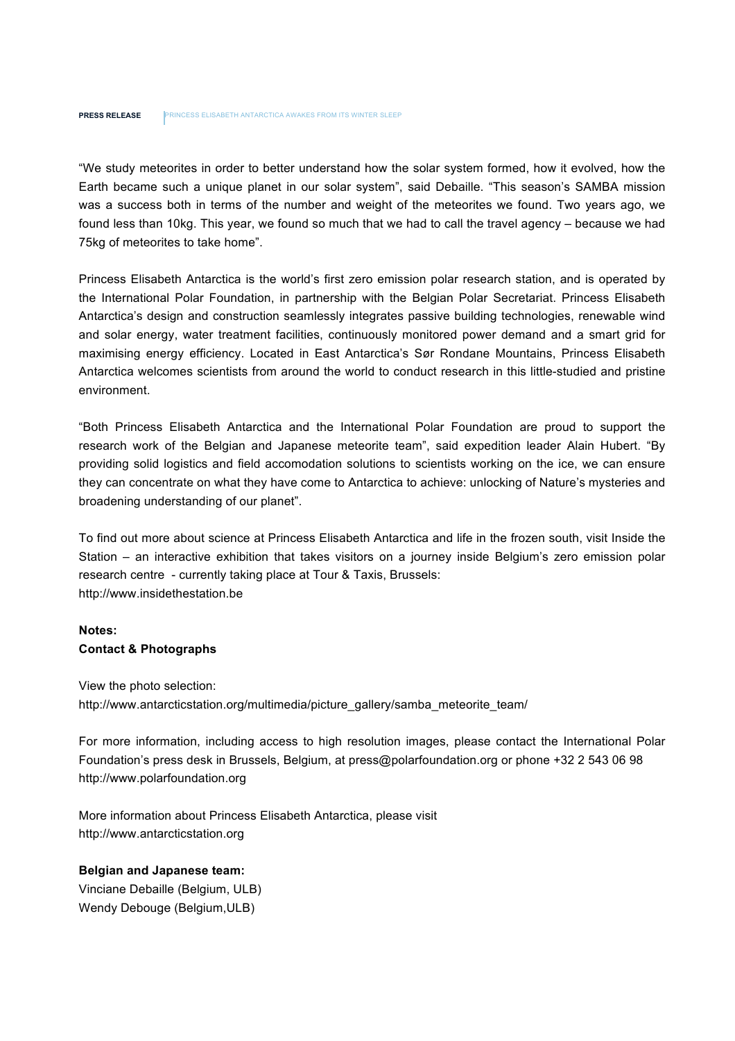"We study meteorites in order to better understand how the solar system formed, how it evolved, how the Earth became such a unique planet in our solar system", said Debaille. "This season's SAMBA mission was a success both in terms of the number and weight of the meteorites we found. Two years ago, we found less than 10kg. This year, we found so much that we had to call the travel agency – because we had 75kg of meteorites to take home".

Princess Elisabeth Antarctica is the world's first zero emission polar research station, and is operated by the International Polar Foundation, in partnership with the Belgian Polar Secretariat. Princess Elisabeth Antarctica's design and construction seamlessly integrates passive building technologies, renewable wind and solar energy, water treatment facilities, continuously monitored power demand and a smart grid for maximising energy efficiency. Located in East Antarctica's Sør Rondane Mountains, Princess Elisabeth Antarctica welcomes scientists from around the world to conduct research in this little-studied and pristine environment.

"Both Princess Elisabeth Antarctica and the International Polar Foundation are proud to support the research work of the Belgian and Japanese meteorite team", said expedition leader Alain Hubert. "By providing solid logistics and field accomodation solutions to scientists working on the ice, we can ensure they can concentrate on what they have come to Antarctica to achieve: unlocking of Nature's mysteries and broadening understanding of our planet".

To find out more about science at Princess Elisabeth Antarctica and life in the frozen south, visit Inside the Station – an interactive exhibition that takes visitors on a journey inside Belgium's zero emission polar research centre - currently taking place at Tour & Taxis, Brussels:
http://www.insidethestation.be

**Notes:**
**Contact & Photographs**

View the photo selection:
http://www.antarcticstation.org/multimedia/picture_gallery/samba_meteorite_team/

For more information, including access to high resolution images, please contact the International Polar Foundation's press desk in Brussels, Belgium, at press@polarfoundation.org or phone +32 2 543 06 98
http://www.polarfoundation.org

More information about Princess Elisabeth Antarctica, please visit
http://www.antarcticstation.org

**Belgian and Japanese team:**
Vinciane Debaille (Belgium, ULB)
Wendy Debouge (Belgium,ULB)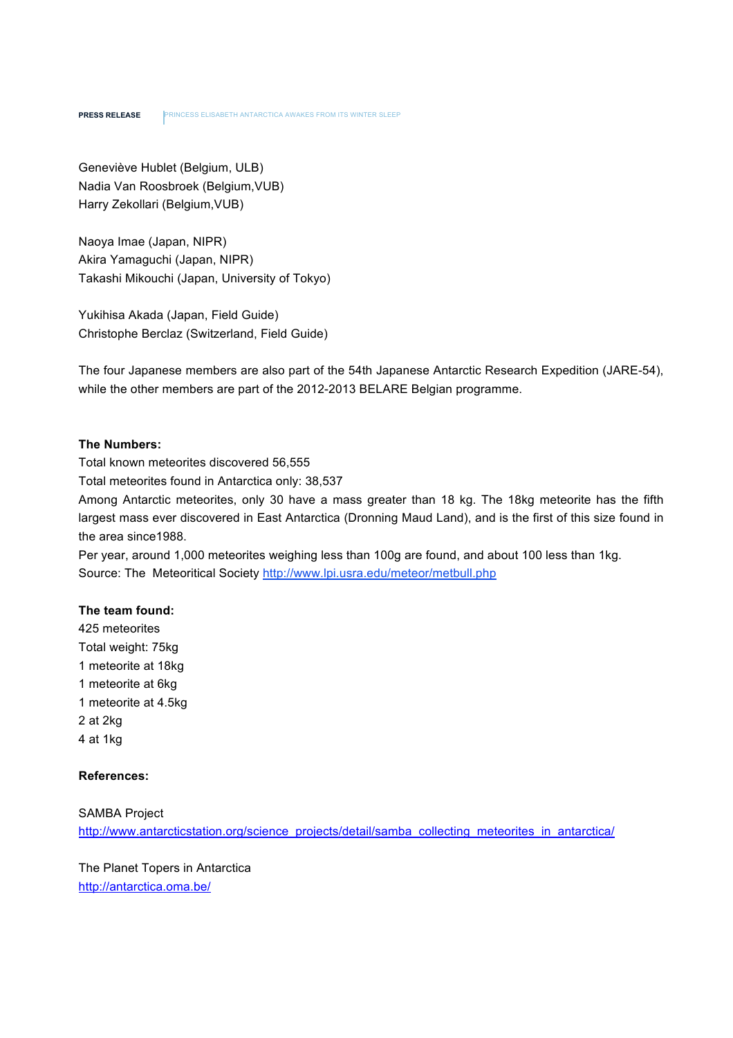Geneviève Hublet (Belgium, ULB)
Nadia Van Roosbroek (Belgium,VUB)
Harry Zekollari (Belgium,VUB)

Naoya Imae (Japan, NIPR)
Akira Yamaguchi (Japan, NIPR)
Takashi Mikouchi (Japan, University of Tokyo)

Yukihisa Akada (Japan, Field Guide)
Christophe Berclaz (Switzerland, Field Guide)

The four Japanese members are also part of the 54th Japanese Antarctic Research Expedition (JARE-54), while the other members are part of the 2012-2013 BELARE Belgian programme.

**The Numbers:**

Total known meteorites discovered 56,555
Total meteorites found in Antarctica only: 38,537
Among Antarctic meteorites, only 30 have a mass greater than 18 kg. The 18kg meteorite has the fifth largest mass ever discovered in East Antarctica (Dronning Maud Land), and is the first of this size found in the area since1988.
Per year, around 1,000 meteorites weighing less than 100g are found, and about 100 less than 1kg.
Source: The Meteoritical Society [http://www.lpi.usra.edu/meteor/metbull.php](http://www.lpi.usra.edu/meteor/metbull.php)

**The team found:**

425 meteorites
Total weight: 75kg
1 meteorite at 18kg
1 meteorite at 6kg
1 meteorite at 4.5kg
2 at 2kg
4 at 1kg

**References:**

SAMBA Project
[http://www.antarcticstation.org/science_projects/detail/samba_collecting_meteorites_in_antarctica/](http://www.antarcticstation.org/science_projects/detail/samba_collecting_meteorites_in_antarctica/)

The Planet Topers in Antarctica
[http://antarctica.oma.be/](http://antarctica.oma.be/)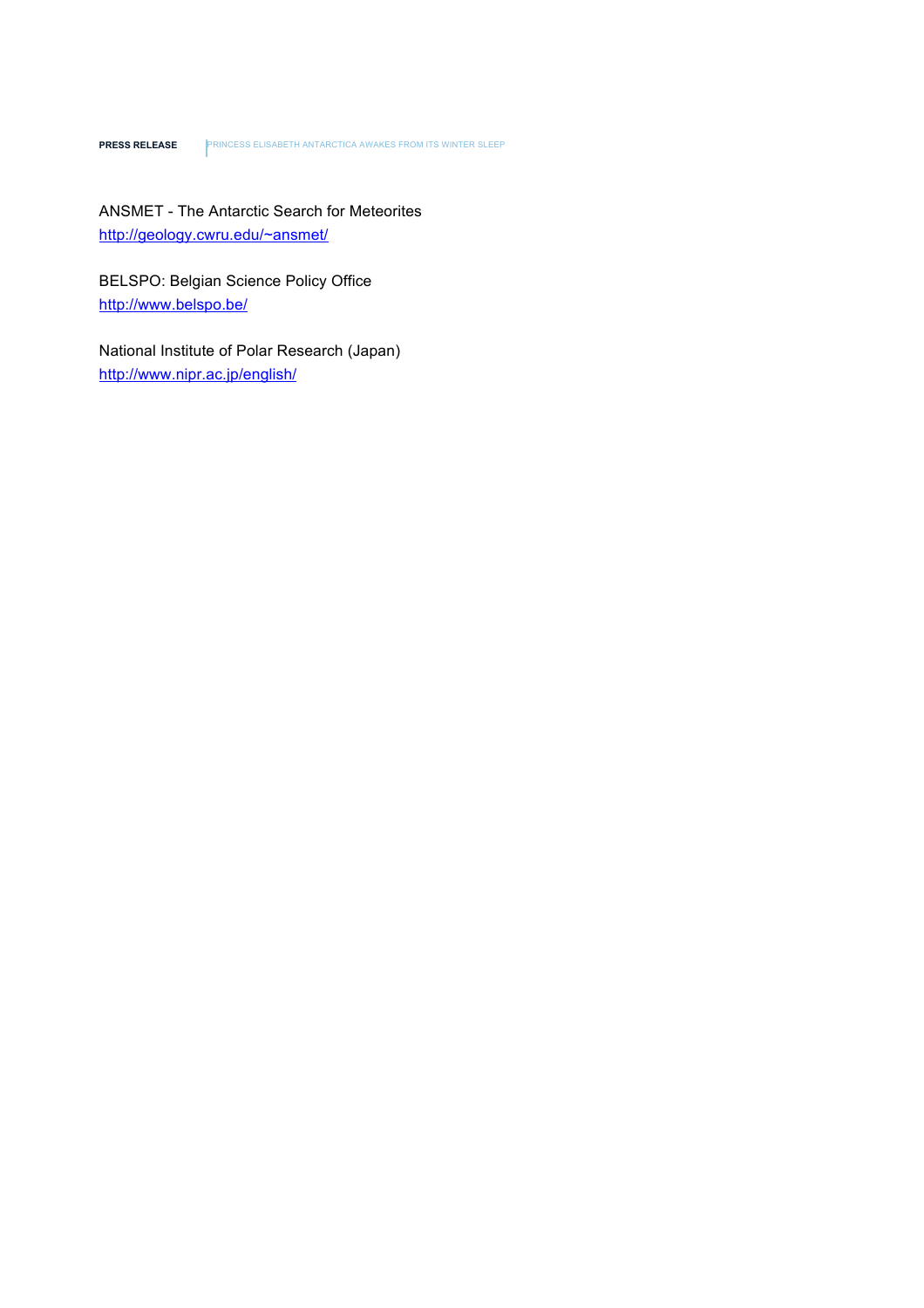ANSMET - The Antarctic Search for Meteorites
http://geology.cwru.edu/~ansmet/

BELSPO: Belgian Science Policy Office
http://www.belspo.be/

National Institute of Polar Research (Japan)
http://www.nipr.ac.jp/english/